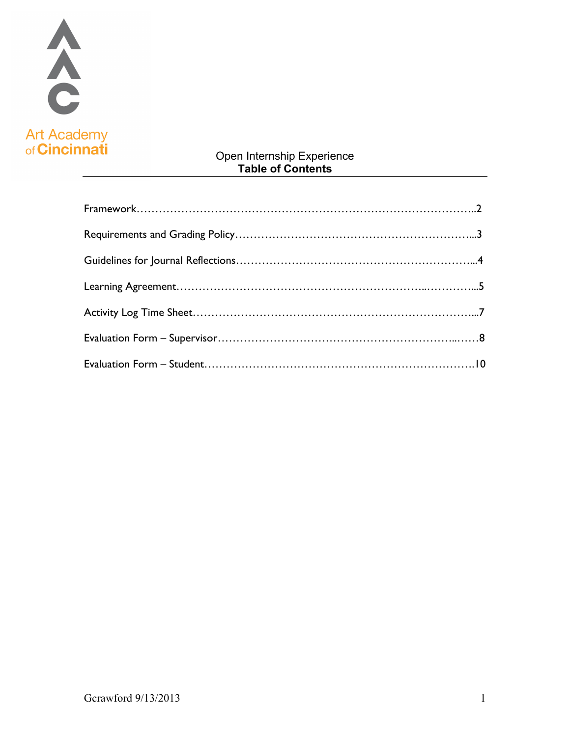Art Academy of Cincinnati

Open Internship Experience

# Table of Contents

Framework……………………………………………………………………………..2

Requirements and Grading Policy……………………………………………………...3

Guidelines for Journal Reflections……………………………………………………...4

Learning Agreement…………………………………………………...…………...5

Activity Log Time Sheet…………………………………………………………………...7

Evaluation Form – Supervisor……………………………………………………..……8

Evaluation Form – Student……………………………………………………………….10

Gcrawford 9/13/2013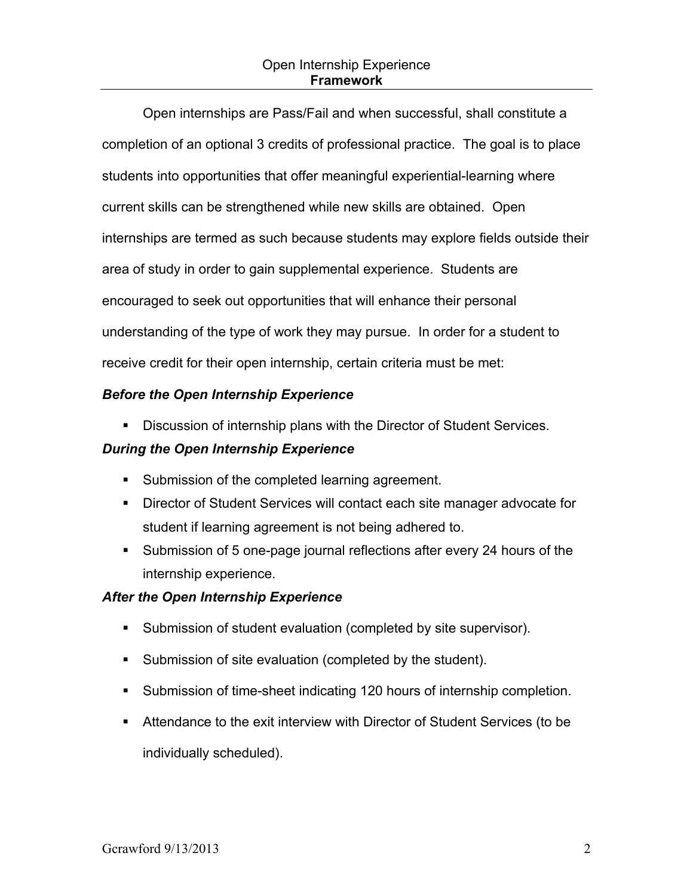Open Internship Experience
**Framework**

Open internships are Pass/Fail and when successful, shall constitute a completion of an optional 3 credits of professional practice. The goal is to place students into opportunities that offer meaningful experiential-learning where current skills can be strengthened while new skills are obtained. Open internships are termed as such because students may explore fields outside their area of study in order to gain supplemental experience. Students are encouraged to seek out opportunities that will enhance their personal understanding of the type of work they may pursue. In order for a student to receive credit for their open internship, certain criteria must be met:

***Before the Open Internship Experience***

- Discussion of internship plans with the Director of Student Services.

***During the Open Internship Experience***

- Submission of the completed learning agreement.
- Director of Student Services will contact each site manager advocate for student if learning agreement is not being adhered to.
- Submission of 5 one-page journal reflections after every 24 hours of the internship experience.

***After the Open Internship Experience***

- Submission of student evaluation (completed by site supervisor).
- Submission of site evaluation (completed by the student).
- Submission of time-sheet indicating 120 hours of internship completion.
- Attendance to the exit interview with Director of Student Services (to be individually scheduled).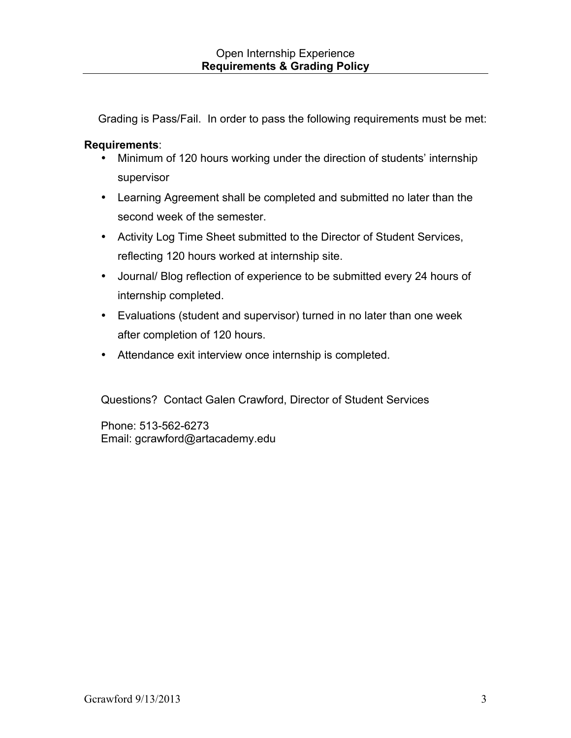## Open Internship Experience
## **Requirements & Grading Policy**

Grading is Pass/Fail. In order to pass the following requirements must be met:

**Requirements**:

- Minimum of 120 hours working under the direction of students' internship supervisor
- Learning Agreement shall be completed and submitted no later than the second week of the semester.
- Activity Log Time Sheet submitted to the Director of Student Services, reflecting 120 hours worked at internship site.
- Journal/ Blog reflection of experience to be submitted every 24 hours of internship completed.
- Evaluations (student and supervisor) turned in no later than one week after completion of 120 hours.
- Attendance exit interview once internship is completed.

Questions? Contact Galen Crawford, Director of Student Services

Phone: 513-562-6273
Email: gcrawford@artacademy.edu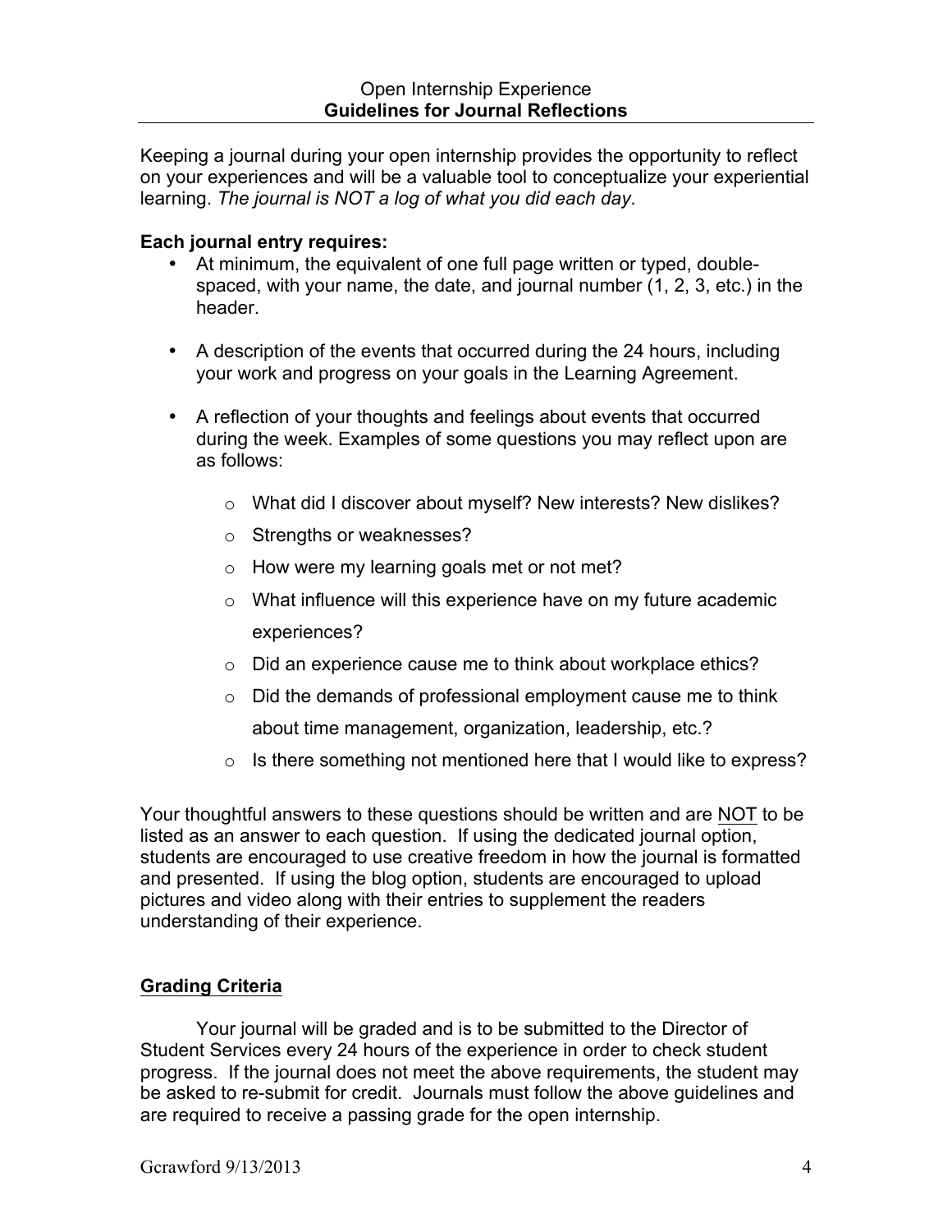Open Internship Experience

## Guidelines for Journal Reflections

Keeping a journal during your open internship provides the opportunity to reflect on your experiences and will be a valuable tool to conceptualize your experiential learning. *The journal is NOT a log of what you did each day*.

**Each journal entry requires:**

- At minimum, the equivalent of one full page written or typed, double-spaced, with your name, the date, and journal number (1, 2, 3, etc.) in the header.
- A description of the events that occurred during the 24 hours, including your work and progress on your goals in the Learning Agreement.
- A reflection of your thoughts and feelings about events that occurred during the week. Examples of some questions you may reflect upon are as follows:
  - What did I discover about myself? New interests? New dislikes?
  - Strengths or weaknesses?
  - How were my learning goals met or not met?
  - What influence will this experience have on my future academic experiences?
  - Did an experience cause me to think about workplace ethics?
  - Did the demands of professional employment cause me to think about time management, organization, leadership, etc.?
  - Is there something not mentioned here that I would like to express?

Your thoughtful answers to these questions should be written and are <u>NOT</u> to be listed as an answer to each question. If using the dedicated journal option, students are encouraged to use creative freedom in how the journal is formatted and presented. If using the blog option, students are encouraged to upload pictures and video along with their entries to supplement the readers understanding of their experience.

## <u>Grading Criteria</u>

Your journal will be graded and is to be submitted to the Director of Student Services every 24 hours of the experience in order to check student progress. If the journal does not meet the above requirements, the student may be asked to re-submit for credit. Journals must follow the above guidelines and are required to receive a passing grade for the open internship.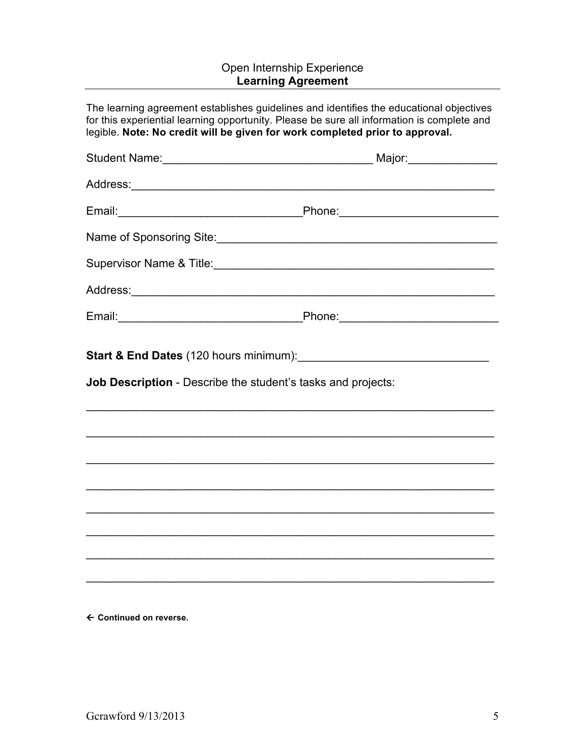Open Internship Experience

## Learning Agreement

The learning agreement establishes guidelines and identifies the educational objectives for this experiential learning opportunity. Please be sure all information is complete and legible. **Note: No credit will be given for work completed prior to approval.**

Student Name:_________________________________ Major:______________

Address:___________________________________________________________

Email:_____________________________Phone:_________________________

Name of Sponsoring Site:_____________________________________________

Supervisor Name & Title:_____________________________________________

Address:___________________________________________________________

Email:_____________________________Phone:_________________________

**Start & End Dates** (120 hours minimum):______________________________

**Job Description** - Describe the student's tasks and projects:

_________________________________________________________________

_________________________________________________________________

_________________________________________________________________

_________________________________________________________________

_________________________________________________________________

_________________________________________________________________

_________________________________________________________________

_________________________________________________________________

**← Continued on reverse.**

Gcrawford 9/13/2013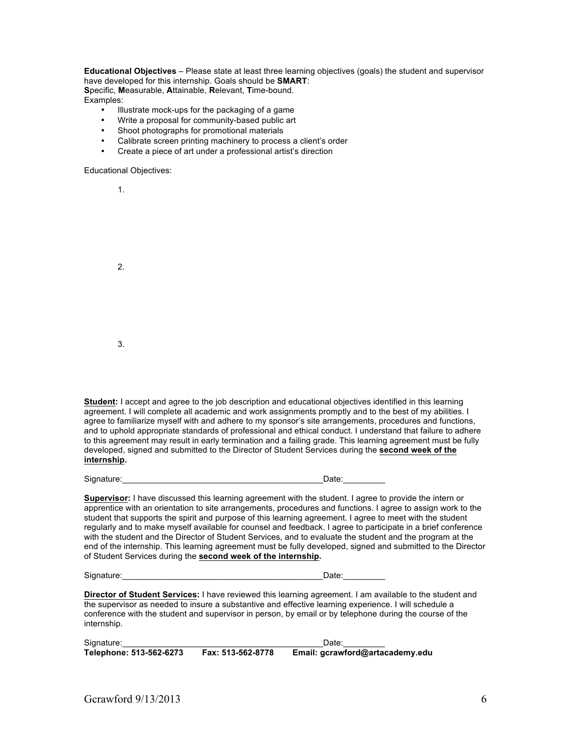**Educational Objectives** – Please state at least three learning objectives (goals) the student and supervisor have developed for this internship. Goals should be **SMART**:
**S**pecific, **M**easurable, **A**ttainable, **R**elevant, **T**ime-bound.
Examples:

- Illustrate mock-ups for the packaging of a game
- Write a proposal for community-based public art
- Shoot photographs for promotional materials
- Calibrate screen printing machinery to process a client's order
- Create a piece of art under a professional artist's direction

Educational Objectives:

1.

2.

3.

**Student:** I accept and agree to the job description and educational objectives identified in this learning agreement. I will complete all academic and work assignments promptly and to the best of my abilities. I agree to familiarize myself with and adhere to my sponsor's site arrangements, procedures and functions, and to uphold appropriate standards of professional and ethical conduct. I understand that failure to adhere to this agreement may result in early termination and a failing grade. This learning agreement must be fully developed, signed and submitted to the Director of Student Services during the **second week of the internship.**

Signature:__________________________________________Date:_________

**Supervisor:** I have discussed this learning agreement with the student. I agree to provide the intern or apprentice with an orientation to site arrangements, procedures and functions. I agree to assign work to the student that supports the spirit and purpose of this learning agreement. I agree to meet with the student regularly and to make myself available for counsel and feedback. I agree to participate in a brief conference with the student and the Director of Student Services, and to evaluate the student and the program at the end of the internship. This learning agreement must be fully developed, signed and submitted to the Director of Student Services during the **second week of the internship.**

Signature:__________________________________________Date:_________

**Director of Student Services:** I have reviewed this learning agreement. I am available to the student and the supervisor as needed to insure a substantive and effective learning experience. I will schedule a conference with the student and supervisor in person, by email or by telephone during the course of the internship.

Signature:__________________________________________Date:_________
**Telephone: 513-562-6273 Fax: 513-562-8778 Email: gcrawford@artacademy.edu**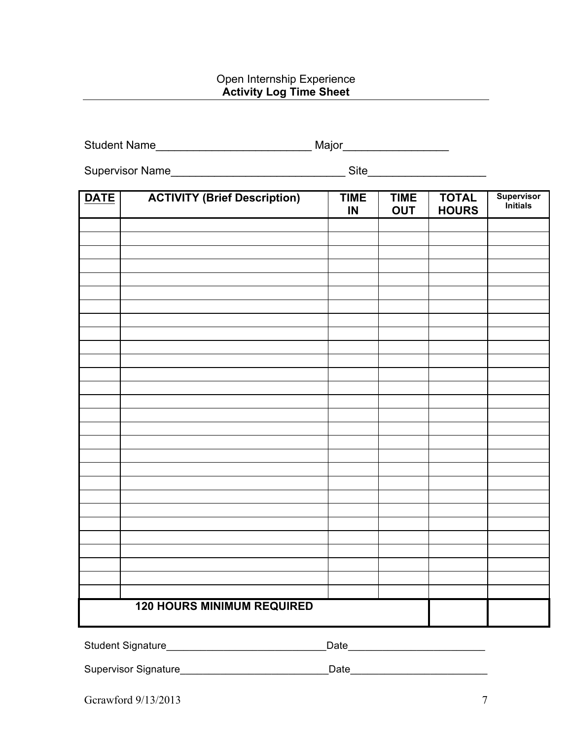Open Internship Experience

**Activity Log Time Sheet**

Student Name_________________________ Major_________________

Supervisor Name____________________________ Site___________________

| DATE | ACTIVITY (Brief Description) | TIME IN | TIME OUT | TOTAL HOURS | Supervisor Initials |
|---|---|---|---|---|---|
| | | | | | |
| | | | | | |
| | | | | | |
| | | | | | |
| | | | | | |
| | | | | | |
| | | | | | |
| | | | | | |
| | | | | | |
| | | | | | |
| | | | | | |
| | | | | | |
| | | | | | |
| | | | | | |
| | | | | | |
| | | | | | |
| | | | | | |
| | | | | | |
| | | | | | |
| | | | | | |
| | | | | | |
| | | | | | |
| | | | | | |
| | | | | | |
| | | | | | |
| | | | | | |
| | | | | | |
| **120 HOURS MINIMUM REQUIRED** | | | | | |

Student Signature____________________________Date________________________

Supervisor Signature__________________________Date________________________

Gcrawford 9/13/2013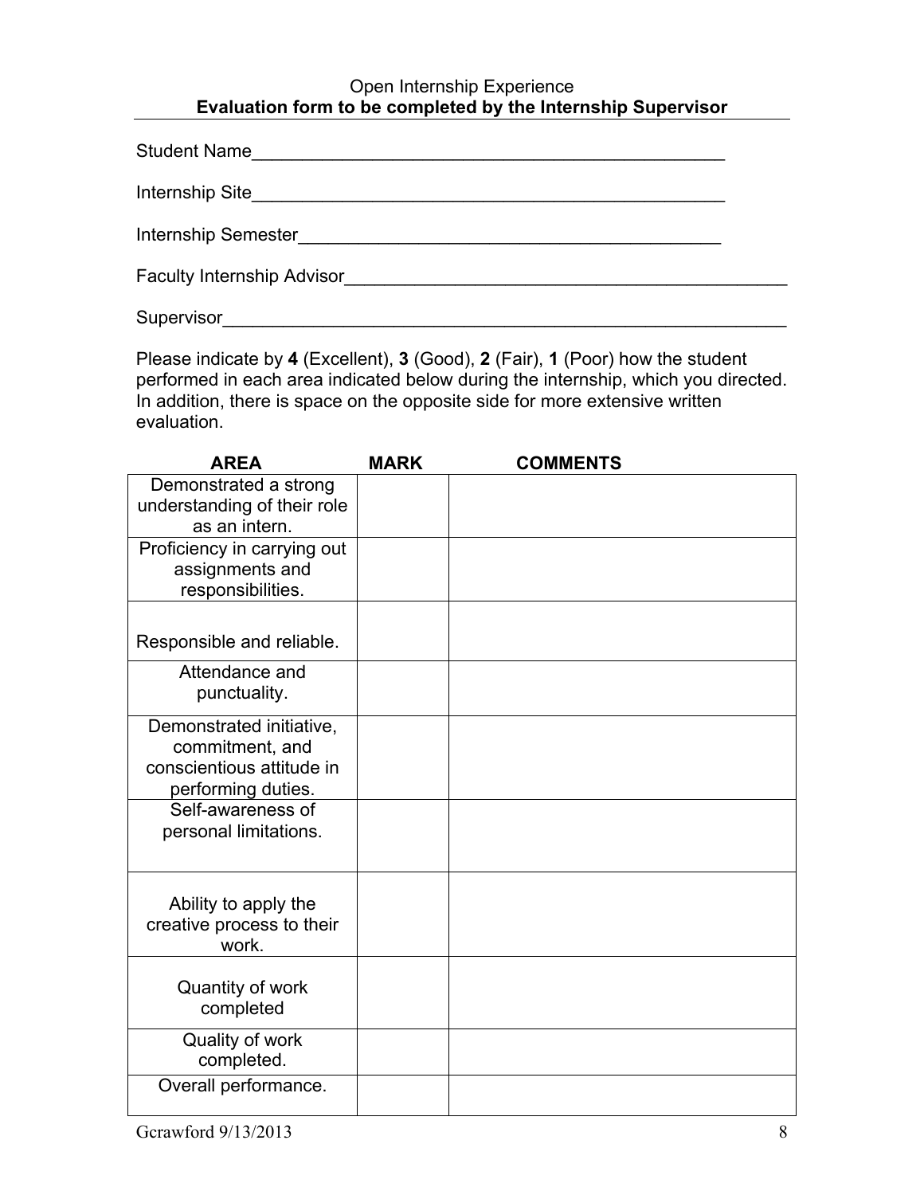Open Internship Experience

**Evaluation form to be completed by the Internship Supervisor**

Student Name___________________________________________________

Internship Site__________________________________________________

Internship Semester_____________________________________________

Faculty Internship Advisor_______________________________________

Supervisor______________________________________________________

Please indicate by **4** (Excellent), **3** (Good), **2** (Fair), **1** (Poor) how the student performed in each area indicated below during the internship, which you directed. In addition, there is space on the opposite side for more extensive written evaluation.

| AREA | MARK | COMMENTS |
|---|---|---|
| Demonstrated a strong understanding of their role as an intern. | | |
| Proficiency in carrying out assignments and responsibilities. | | |
| Responsible and reliable. | | |
| Attendance and punctuality. | | |
| Demonstrated initiative, commitment, and conscientious attitude in performing duties. | | |
| Self-awareness of personal limitations. | | |
| Ability to apply the creative process to their work. | | |
| Quantity of work completed | | |
| Quality of work completed. | | |
| Overall performance. | | |

Gcrawford 9/13/2013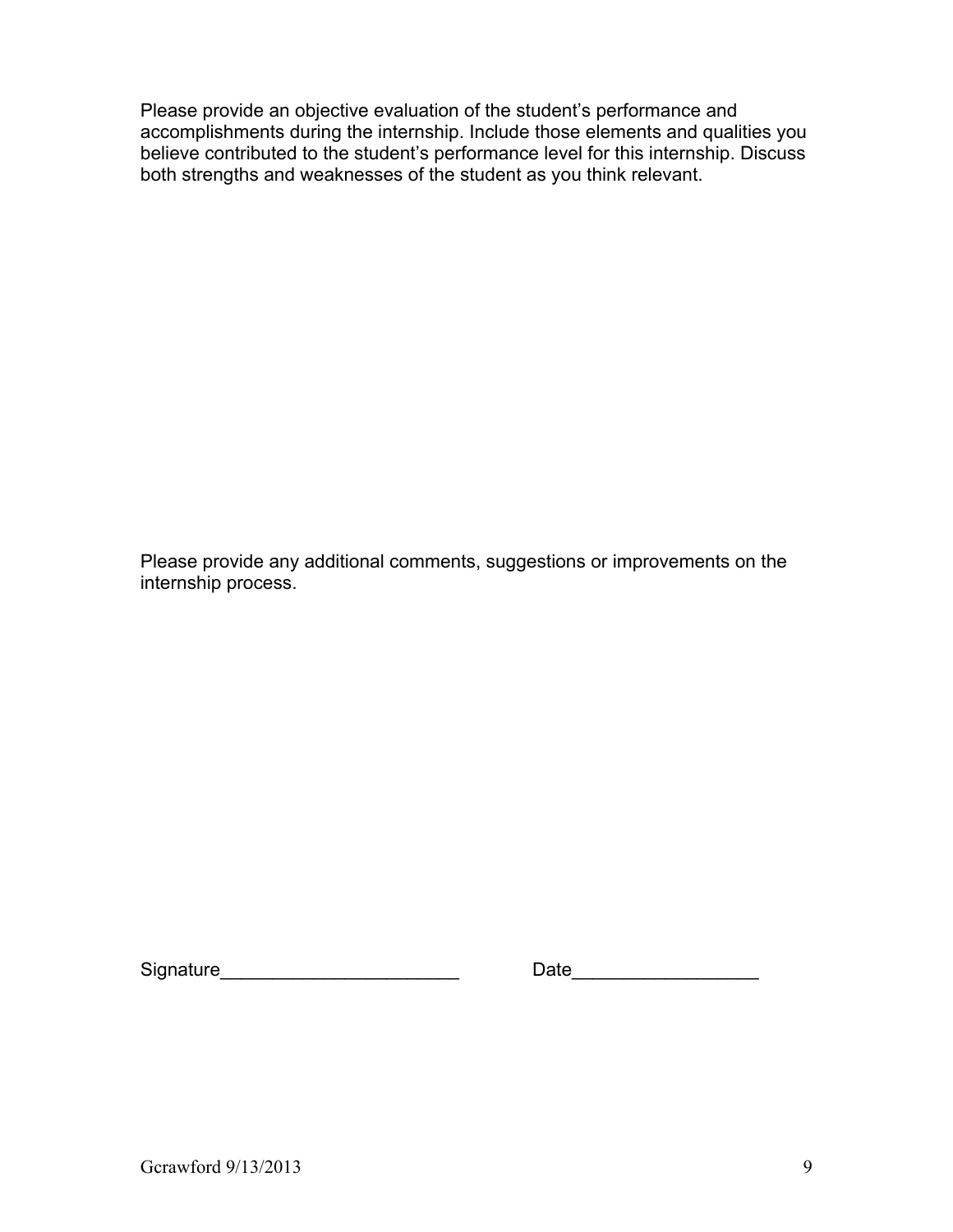Please provide an objective evaluation of the student's performance and accomplishments during the internship. Include those elements and qualities you believe contributed to the student's performance level for this internship. Discuss both strengths and weaknesses of the student as you think relevant.

Please provide any additional comments, suggestions or improvements on the internship process.

Signature_______________________ Date__________________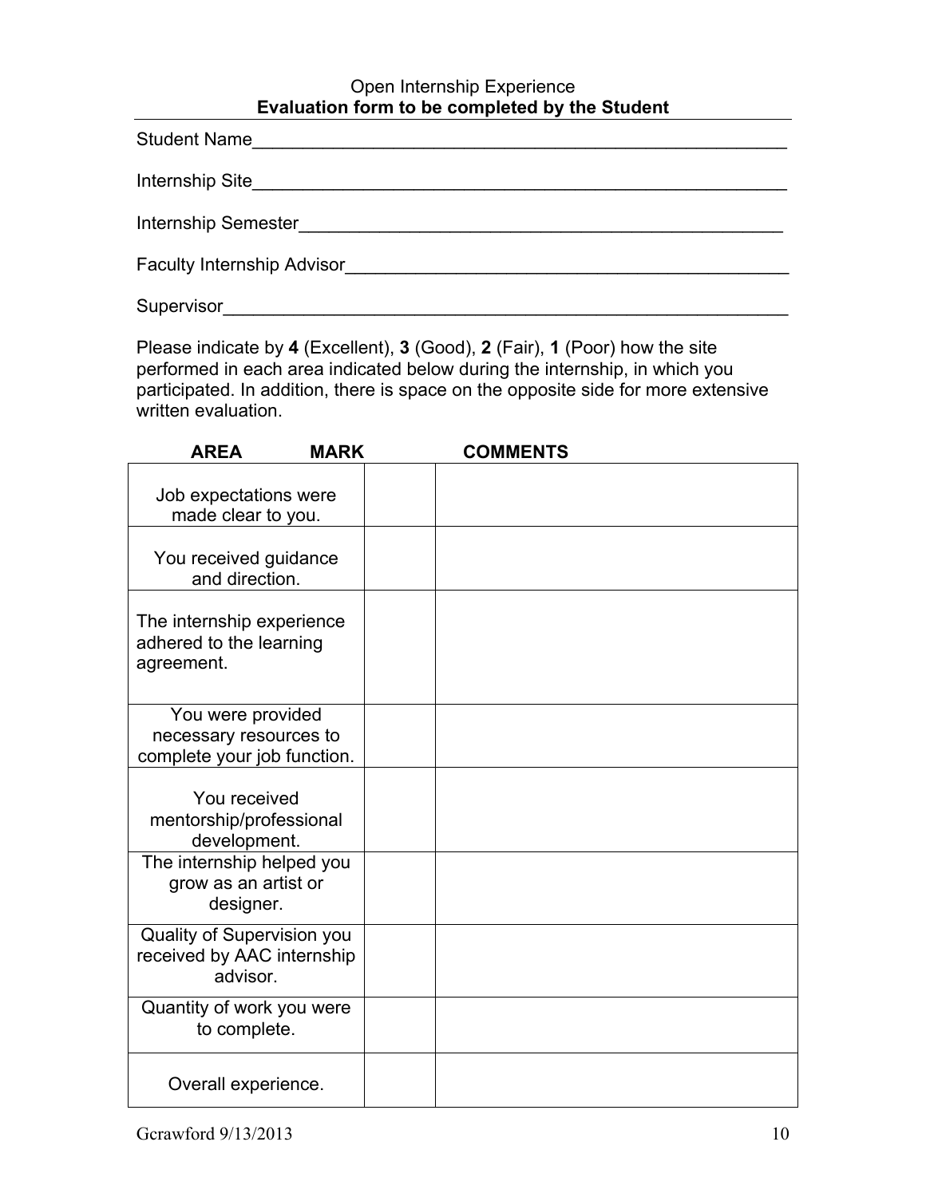Open Internship Experience

**Evaluation form to be completed by the Student**

Student Name_______________________________________________________

Internship Site_______________________________________________________

Internship Semester__________________________________________________

Faculty Internship Advisor_____________________________________________

Supervisor__________________________________________________________

Please indicate by **4** (Excellent), **3** (Good), **2** (Fair), **1** (Poor) how the site performed in each area indicated below during the internship, in which you participated. In addition, there is space on the opposite side for more extensive written evaluation.

| AREA | MARK | COMMENTS |
|---|---|---|
| Job expectations were made clear to you. | | |
| You received guidance and direction. | | |
| The internship experience adhered to the learning agreement. | | |
| You were provided necessary resources to complete your job function. | | |
| You received mentorship/professional development. | | |
| The internship helped you grow as an artist or designer. | | |
| Quality of Supervision you received by AAC internship advisor. | | |
| Quantity of work you were to complete. | | |
| Overall experience. | | |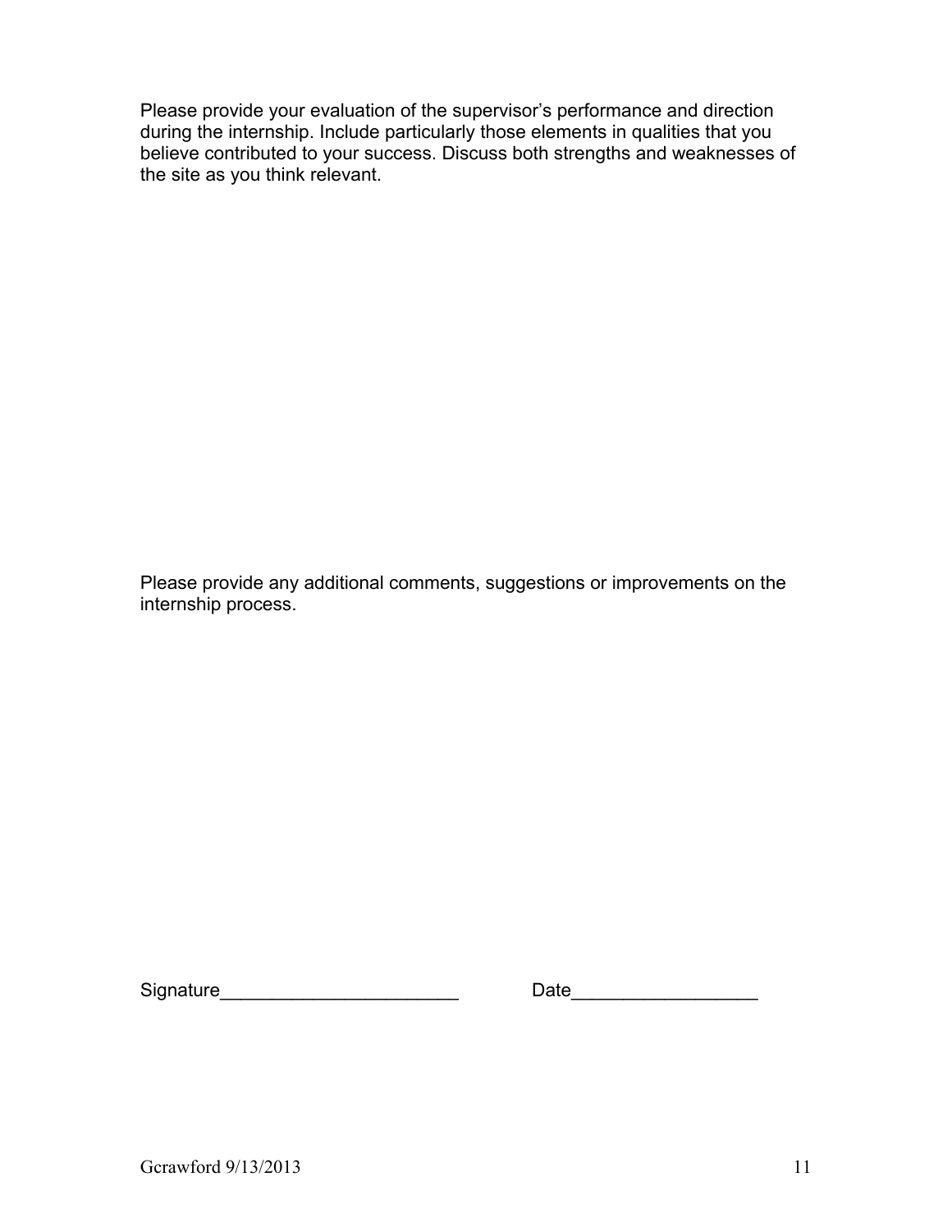Please provide your evaluation of the supervisor's performance and direction during the internship. Include particularly those elements in qualities that you believe contributed to your success. Discuss both strengths and weaknesses of the site as you think relevant.

Please provide any additional comments, suggestions or improvements on the internship process.

Signature_______________________ Date__________________